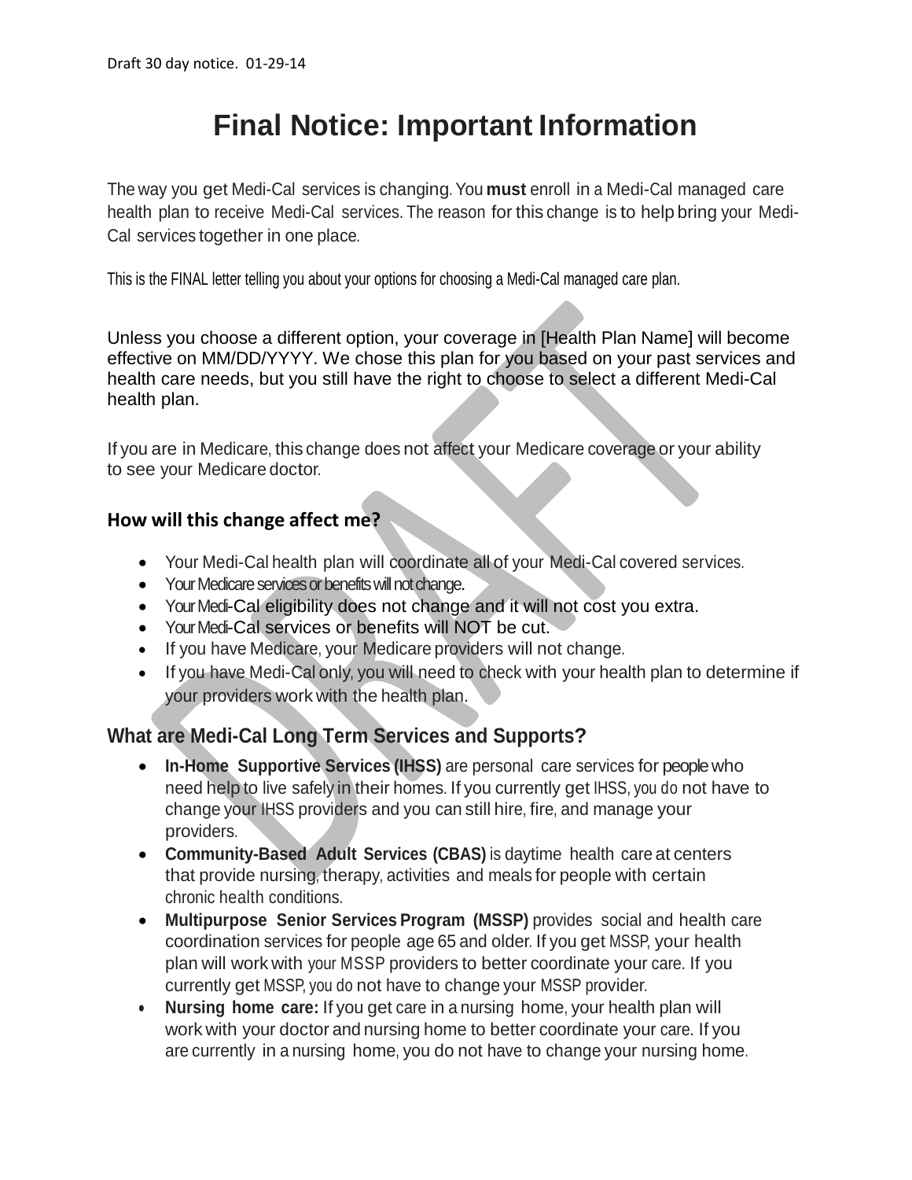Draft 30 day notice. 01-29-14

# Final Notice: Important Information

The way you get Medi-Cal services is changing. You **must** enroll in a Medi-Cal managed care health plan to receive Medi-Cal services. The reason for this change is to help bring your Medi-Cal services together in one place.

This is the FINAL letter telling you about your options for choosing a Medi-Cal managed care plan.

Unless you choose a different option, your coverage in [Health Plan Name] will become effective on MM/DD/YYYY. We chose this plan for you based on your past services and health care needs, but you still have the right to choose to select a different Medi-Cal health plan.

If you are in Medicare, this change does not affect your Medicare coverage or your ability to see your Medicare doctor.

## How will this change affect me?

- Your Medi-Cal health plan will coordinate all of your Medi-Cal covered services.
- Your Medicare services or benefits will not change.
- Your Medi-Cal eligibility does not change and it will not cost you extra.
- Your Medi-Cal services or benefits will NOT be cut.
- If you have Medicare, your Medicare providers will not change.
- If you have Medi-Cal only, you will need to check with your health plan to determine if your providers work with the health plan.

## What are Medi-Cal Long Term Services and Supports?

- **In-Home Supportive Services (IHSS)** are personal care services for people who need help to live safely in their homes. If you currently get IHSS, you do not have to change your IHSS providers and you can still hire, fire, and manage your providers.
- **Community-Based Adult Services (CBAS)** is daytime health care at centers that provide nursing, therapy, activities and meals for people with certain chronic health conditions.
- **Multipurpose Senior Services Program (MSSP)** provides social and health care coordination services for people age 65 and older. If you get MSSP, your health plan will work with your MSSP providers to better coordinate your care. If you currently get MSSP, you do not have to change your MSSP provider.
- **Nursing home care:** If you get care in a nursing home, your health plan will work with your doctor and nursing home to better coordinate your care. If you are currently in a nursing home, you do not have to change your nursing home.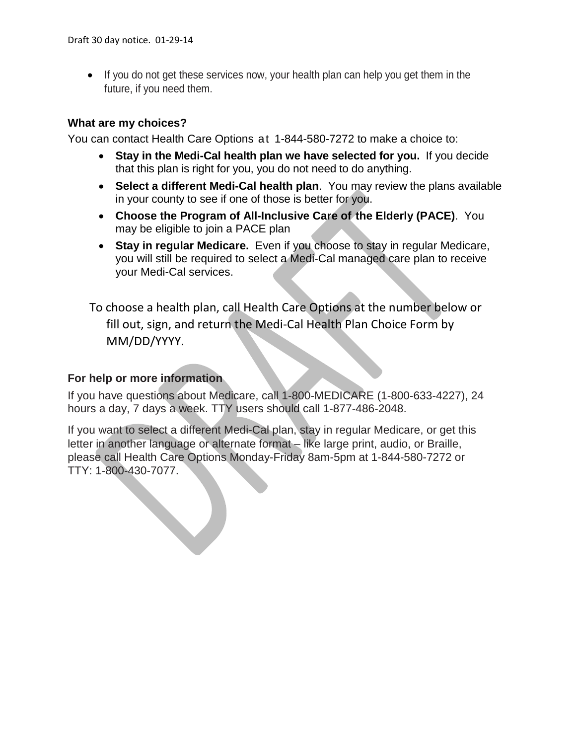- If you do not get these services now, your health plan can help you get them in the future, if you need them.

**What are my choices?**

You can contact Health Care Options at 1-844-580-7272 to make a choice to:

- **Stay in the Medi-Cal health plan we have selected for you.** If you decide that this plan is right for you, you do not need to do anything.
- **Select a different Medi-Cal health plan**. You may review the plans available in your county to see if one of those is better for you.
- **Choose the Program of All-Inclusive Care of the Elderly (PACE)**. You may be eligible to join a PACE plan
- **Stay in regular Medicare.** Even if you choose to stay in regular Medicare, you will still be required to select a Medi-Cal managed care plan to receive your Medi-Cal services.

To choose a health plan, call Health Care Options at the number below or fill out, sign, and return the Medi-Cal Health Plan Choice Form by MM/DD/YYYY.

**For help or more information**

If you have questions about Medicare, call 1-800-MEDICARE (1-800-633-4227), 24 hours a day, 7 days a week. TTY users should call 1-877-486-2048.

If you want to select a different Medi-Cal plan, stay in regular Medicare, or get this letter in another language or alternate format – like large print, audio, or Braille, please call Health Care Options Monday-Friday 8am-5pm at 1-844-580-7272 or TTY: 1-800-430-7077.